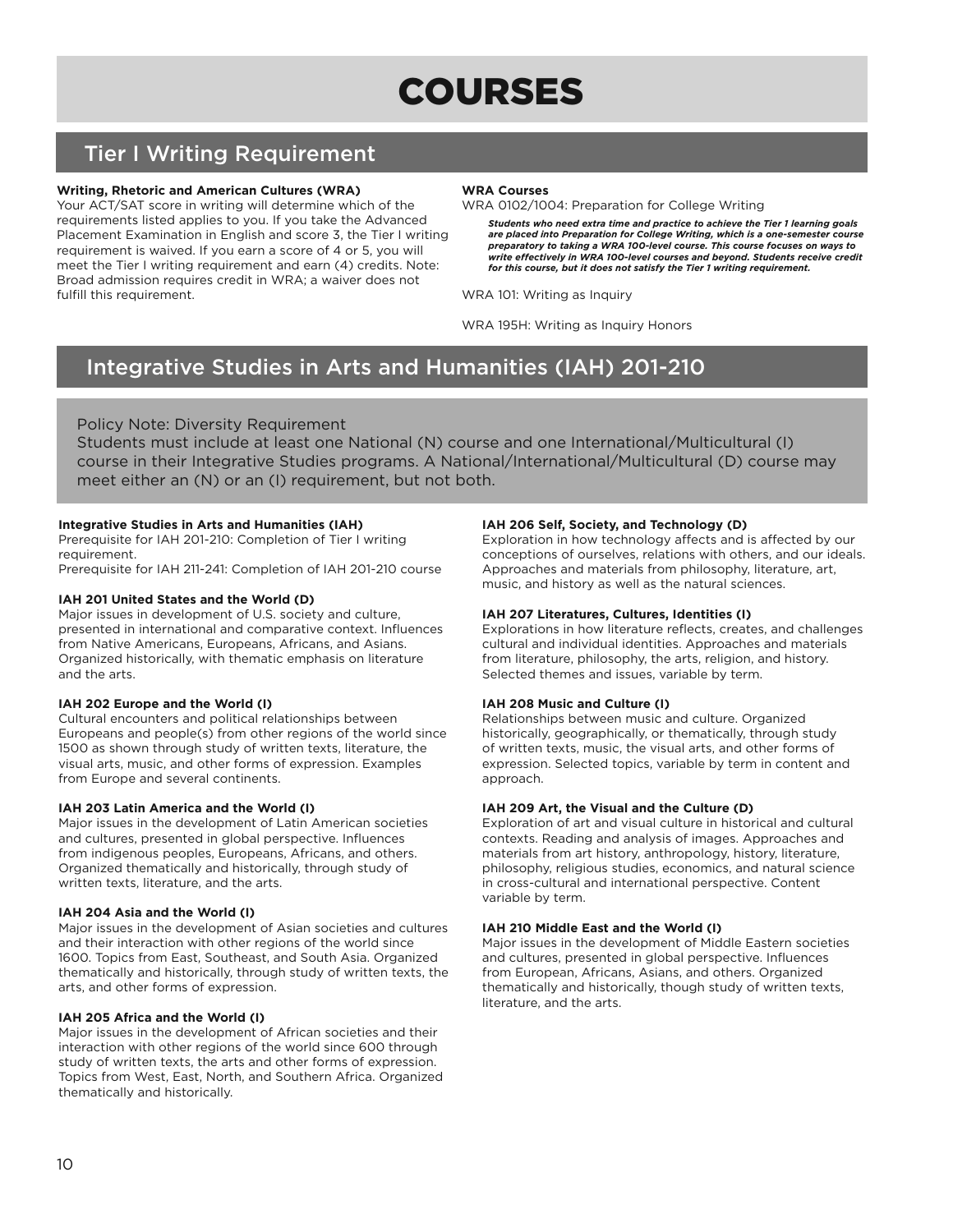# COURSES

## Tier I Writing Requirement

**Writing, Rhetoric and American Cultures (WRA)**
Your ACT/SAT score in writing will determine which of the requirements listed applies to you. If you take the Advanced Placement Examination in English and score 3, the Tier I writing requirement is waived. If you earn a score of 4 or 5, you will meet the Tier I writing requirement and earn (4) credits. Note: Broad admission requires credit in WRA; a waiver does not fulfill this requirement.

**WRA Courses**
WRA 0102/1004: Preparation for College Writing

***Students who need extra time and practice to achieve the Tier 1 learning goals are placed into Preparation for College Writing, which is a one-semester course preparatory to taking a WRA 100-level course. This course focuses on ways to write effectively in WRA 100-level courses and beyond. Students receive credit for this course, but it does not satisfy the Tier 1 writing requirement.***

WRA 101: Writing as Inquiry

WRA 195H: Writing as Inquiry Honors

## Integrative Studies in Arts and Humanities (IAH) 201-210

Policy Note: Diversity Requirement
Students must include at least one National (N) course and one International/Multicultural (I) course in their Integrative Studies programs. A National/International/Multicultural (D) course may meet either an (N) or an (I) requirement, but not both.

**Integrative Studies in Arts and Humanities (IAH)**
Prerequisite for IAH 201-210: Completion of Tier I writing requirement.
Prerequisite for IAH 211-241: Completion of IAH 201-210 course

**IAH 201 United States and the World (D)**
Major issues in development of U.S. society and culture, presented in international and comparative context. Influences from Native Americans, Europeans, Africans, and Asians. Organized historically, with thematic emphasis on literature and the arts.

**IAH 202 Europe and the World (I)**
Cultural encounters and political relationships between Europeans and people(s) from other regions of the world since 1500 as shown through study of written texts, literature, the visual arts, music, and other forms of expression. Examples from Europe and several continents.

**IAH 203 Latin America and the World (I)**
Major issues in the development of Latin American societies and cultures, presented in global perspective. Influences from indigenous peoples, Europeans, Africans, and others. Organized thematically and historically, through study of written texts, literature, and the arts.

**IAH 204 Asia and the World (I)**
Major issues in the development of Asian societies and cultures and their interaction with other regions of the world since 1600. Topics from East, Southeast, and South Asia. Organized thematically and historically, through study of written texts, the arts, and other forms of expression.

**IAH 205 Africa and the World (I)**
Major issues in the development of African societies and their interaction with other regions of the world since 600 through study of written texts, the arts and other forms of expression. Topics from West, East, North, and Southern Africa. Organized thematically and historically.

**IAH 206 Self, Society, and Technology (D)**
Exploration in how technology affects and is affected by our conceptions of ourselves, relations with others, and our ideals. Approaches and materials from philosophy, literature, art, music, and history as well as the natural sciences.

**IAH 207 Literatures, Cultures, Identities (I)**
Explorations in how literature reflects, creates, and challenges cultural and individual identities. Approaches and materials from literature, philosophy, the arts, religion, and history. Selected themes and issues, variable by term.

**IAH 208 Music and Culture (I)**
Relationships between music and culture. Organized historically, geographically, or thematically, through study of written texts, music, the visual arts, and other forms of expression. Selected topics, variable by term in content and approach.

**IAH 209 Art, the Visual and the Culture (D)**
Exploration of art and visual culture in historical and cultural contexts. Reading and analysis of images. Approaches and materials from art history, anthropology, history, literature, philosophy, religious studies, economics, and natural science in cross-cultural and international perspective. Content variable by term.

**IAH 210 Middle East and the World (I)**
Major issues in the development of Middle Eastern societies and cultures, presented in global perspective. Influences from European, Africans, Asians, and others. Organized thematically and historically, though study of written texts, literature, and the arts.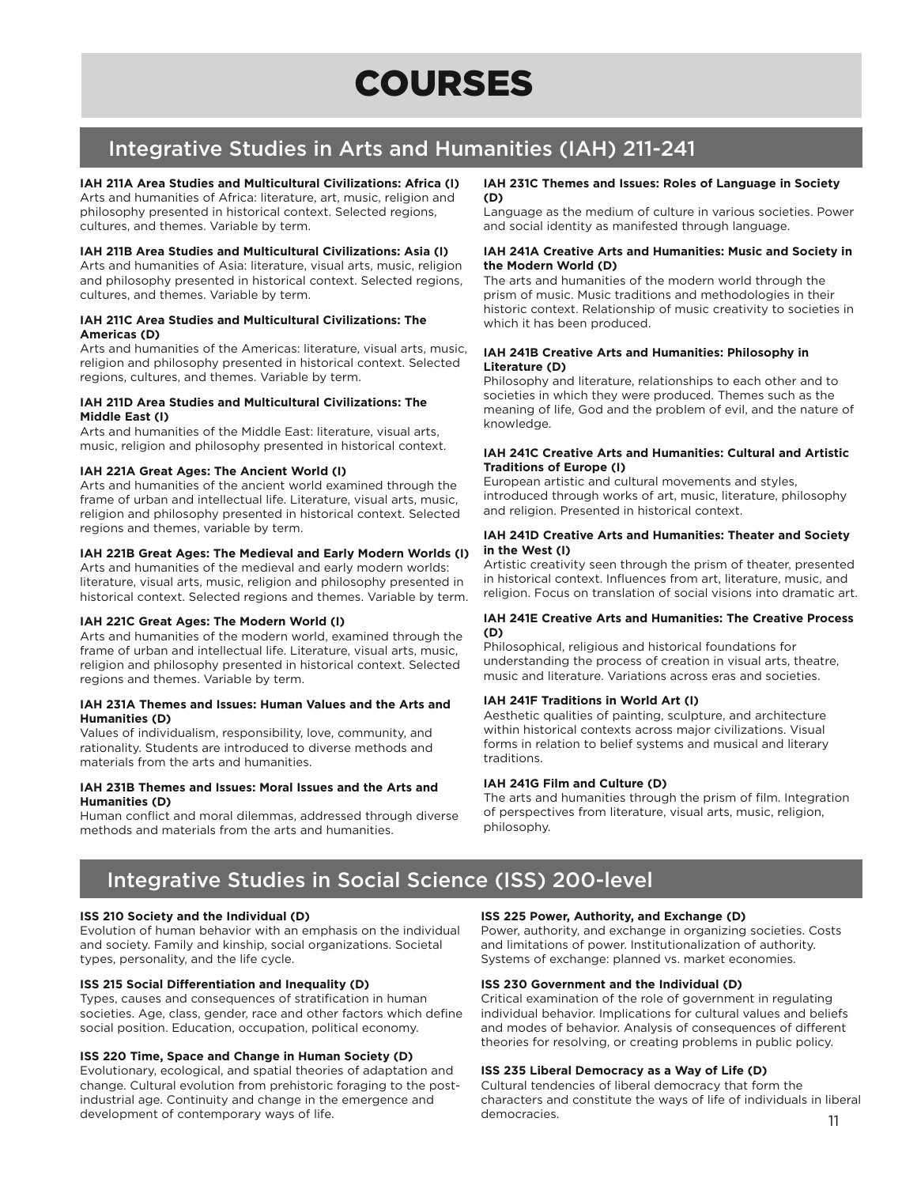# COURSES

## Integrative Studies in Arts and Humanities (IAH) 211-241

**IAH 211A Area Studies and Multicultural Civilizations: Africa (I)**
Arts and humanities of Africa: literature, art, music, religion and philosophy presented in historical context. Selected regions, cultures, and themes. Variable by term.

**IAH 211B Area Studies and Multicultural Civilizations: Asia (I)**
Arts and humanities of Asia: literature, visual arts, music, religion and philosophy presented in historical context. Selected regions, cultures, and themes. Variable by term.

**IAH 211C Area Studies and Multicultural Civilizations: The Americas (D)**
Arts and humanities of the Americas: literature, visual arts, music, religion and philosophy presented in historical context. Selected regions, cultures, and themes. Variable by term.

**IAH 211D Area Studies and Multicultural Civilizations: The Middle East (I)**
Arts and humanities of the Middle East: literature, visual arts, music, religion and philosophy presented in historical context.

**IAH 221A Great Ages: The Ancient World (I)**
Arts and humanities of the ancient world examined through the frame of urban and intellectual life. Literature, visual arts, music, religion and philosophy presented in historical context. Selected regions and themes, variable by term.

**IAH 221B Great Ages: The Medieval and Early Modern Worlds (I)**
Arts and humanities of the medieval and early modern worlds: literature, visual arts, music, religion and philosophy presented in historical context. Selected regions and themes. Variable by term.

**IAH 221C Great Ages: The Modern World (I)**
Arts and humanities of the modern world, examined through the frame of urban and intellectual life. Literature, visual arts, music, religion and philosophy presented in historical context. Selected regions and themes. Variable by term.

**IAH 231A Themes and Issues: Human Values and the Arts and Humanities (D)**
Values of individualism, responsibility, love, community, and rationality. Students are introduced to diverse methods and materials from the arts and humanities.

**IAH 231B Themes and Issues: Moral Issues and the Arts and Humanities (D)**
Human conflict and moral dilemmas, addressed through diverse methods and materials from the arts and humanities.

**IAH 231C Themes and Issues: Roles of Language in Society (D)**
Language as the medium of culture in various societies. Power and social identity as manifested through language.

**IAH 241A Creative Arts and Humanities: Music and Society in the Modern World (D)**
The arts and humanities of the modern world through the prism of music. Music traditions and methodologies in their historic context. Relationship of music creativity to societies in which it has been produced.

**IAH 241B Creative Arts and Humanities: Philosophy in Literature (D)**
Philosophy and literature, relationships to each other and to societies in which they were produced. Themes such as the meaning of life, God and the problem of evil, and the nature of knowledge.

**IAH 241C Creative Arts and Humanities: Cultural and Artistic Traditions of Europe (I)**
European artistic and cultural movements and styles, introduced through works of art, music, literature, philosophy and religion. Presented in historical context.

**IAH 241D Creative Arts and Humanities: Theater and Society in the West (I)**
Artistic creativity seen through the prism of theater, presented in historical context. Influences from art, literature, music, and religion. Focus on translation of social visions into dramatic art.

**IAH 241E Creative Arts and Humanities: The Creative Process (D)**
Philosophical, religious and historical foundations for understanding the process of creation in visual arts, theatre, music and literature. Variations across eras and societies.

**IAH 241F Traditions in World Art (I)**
Aesthetic qualities of painting, sculpture, and architecture within historical contexts across major civilizations. Visual forms in relation to belief systems and musical and literary traditions.

**IAH 241G Film and Culture (D)**
The arts and humanities through the prism of film. Integration of perspectives from literature, visual arts, music, religion, philosophy.

## Integrative Studies in Social Science (ISS) 200-level

**ISS 210 Society and the Individual (D)**
Evolution of human behavior with an emphasis on the individual and society. Family and kinship, social organizations. Societal types, personality, and the life cycle.

**ISS 215 Social Differentiation and Inequality (D)**
Types, causes and consequences of stratification in human societies. Age, class, gender, race and other factors which define social position. Education, occupation, political economy.

**ISS 220 Time, Space and Change in Human Society (D)**
Evolutionary, ecological, and spatial theories of adaptation and change. Cultural evolution from prehistoric foraging to the post-industrial age. Continuity and change in the emergence and development of contemporary ways of life.

**ISS 225 Power, Authority, and Exchange (D)**
Power, authority, and exchange in organizing societies. Costs and limitations of power. Institutionalization of authority. Systems of exchange: planned vs. market economies.

**ISS 230 Government and the Individual (D)**
Critical examination of the role of government in regulating individual behavior. Implications for cultural values and beliefs and modes of behavior. Analysis of consequences of different theories for resolving, or creating problems in public policy.

**ISS 235 Liberal Democracy as a Way of Life (D)**
Cultural tendencies of liberal democracy that form the characters and constitute the ways of life of individuals in liberal democracies.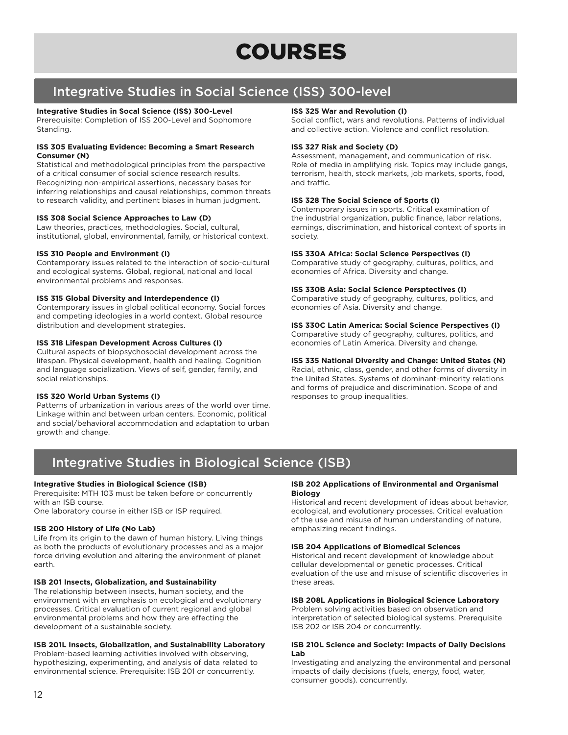# COURSES

## Integrative Studies in Social Science (ISS) 300-level

**Integrative Studies in Socal Science (ISS) 300-Level**
Prerequisite: Completion of ISS 200-Level and Sophomore Standing.

**ISS 305 Evaluating Evidence: Becoming a Smart Research Consumer (N)**
Statistical and methodological principles from the perspective of a critical consumer of social science research results. Recognizing non-empirical assertions, necessary bases for inferring relationships and causal relationships, common threats to research validity, and pertinent biases in human judgment.

**ISS 308 Social Science Approaches to Law (D)**
Law theories, practices, methodologies. Social, cultural, institutional, global, environmental, family, or historical context.

**ISS 310 People and Environment (I)**
Contemporary issues related to the interaction of socio-cultural and ecological systems. Global, regional, national and local environmental problems and responses.

**ISS 315 Global Diversity and Interdependence (I)**
Contemporary issues in global political economy. Social forces and competing ideologies in a world context. Global resource distribution and development strategies.

**ISS 318 Lifespan Development Across Cultures (I)**
Cultural aspects of biopsychosocial development across the lifespan. Physical development, health and healing. Cognition and language socialization. Views of self, gender, family, and social relationships.

**ISS 320 World Urban Systems (I)**
Patterns of urbanization in various areas of the world over time. Linkage within and between urban centers. Economic, political and social/behavioral accommodation and adaptation to urban growth and change.

**ISS 325 War and Revolution (I)**
Social conflict, wars and revolutions. Patterns of individual and collective action. Violence and conflict resolution.

**ISS 327 Risk and Society (D)**
Assessment, management, and communication of risk. Role of media in amplifying risk. Topics may include gangs, terrorism, health, stock markets, job markets, sports, food, and traffic.

**ISS 328 The Social Science of Sports (I)**
Contemporary issues in sports. Critical examination of the industrial organization, public finance, labor relations, earnings, discrimination, and historical context of sports in society.

**ISS 330A Africa: Social Science Perspectives (I)**
Comparative study of geography, cultures, politics, and economies of Africa. Diversity and change.

**ISS 330B Asia: Social Science Persptectives (I)**
Comparative study of geography, cultures, politics, and economies of Asia. Diversity and change.

**ISS 330C Latin America: Social Science Perspectives (I)**
Comparative study of geography, cultures, politics, and economies of Latin America. Diversity and change.

**ISS 335 National Diversity and Change: United States (N)**
Racial, ethnic, class, gender, and other forms of diversity in the United States. Systems of dominant-minority relations and forms of prejudice and discrimination. Scope of and responses to group inequalities.

## Integrative Studies in Biological Science (ISB)

**Integrative Studies in Biological Science (ISB)**
Prerequisite: MTH 103 must be taken before or concurrently with an ISB course.
One laboratory course in either ISB or ISP required.

**ISB 200 History of Life (No Lab)**
Life from its origin to the dawn of human history. Living things as both the products of evolutionary processes and as a major force driving evolution and altering the environment of planet earth.

**ISB 201 Insects, Globalization, and Sustainability**
The relationship between insects, human society, and the environment with an emphasis on ecological and evolutionary processes. Critical evaluation of current regional and global environmental problems and how they are effecting the development of a sustainable society.

**ISB 201L Insects, Globalization, and Sustainability Laboratory**
Problem-based learning activities involved with observing, hypothesizing, experimenting, and analysis of data related to environmental science. Prerequisite: ISB 201 or concurrently.

**ISB 202 Applications of Environmental and Organismal Biology**
Historical and recent development of ideas about behavior, ecological, and evolutionary processes. Critical evaluation of the use and misuse of human understanding of nature, emphasizing recent findings.

**ISB 204 Applications of Biomedical Sciences**
Historical and recent development of knowledge about cellular developmental or genetic processes. Critical evaluation of the use and misuse of scientific discoveries in these areas.

**ISB 208L Applications in Biological Science Laboratory**
Problem solving activities based on observation and interpretation of selected biological systems. Prerequisite ISB 202 or ISB 204 or concurrently.

**ISB 210L Science and Society: Impacts of Daily Decisions Lab**
Investigating and analyzing the environmental and personal impacts of daily decisions (fuels, energy, food, water, consumer goods). concurrently.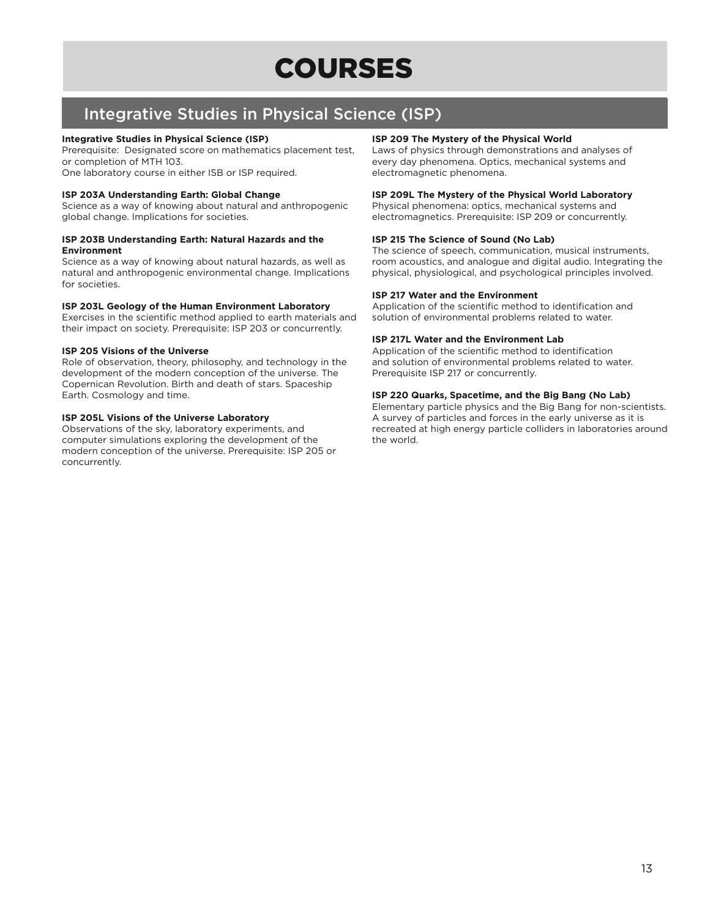# COURSES

## Integrative Studies in Physical Science (ISP)

**Integrative Studies in Physical Science (ISP)**
Prerequisite: Designated score on mathematics placement test, or completion of MTH 103.
One laboratory course in either ISB or ISP required.

**ISP 203A Understanding Earth: Global Change**
Science as a way of knowing about natural and anthropogenic global change. Implications for societies.

**ISP 203B Understanding Earth: Natural Hazards and the Environment**
Science as a way of knowing about natural hazards, as well as natural and anthropogenic environmental change. Implications for societies.

**ISP 203L Geology of the Human Environment Laboratory**
Exercises in the scientific method applied to earth materials and their impact on society. Prerequisite: ISP 203 or concurrently.

**ISP 205 Visions of the Universe**
Role of observation, theory, philosophy, and technology in the development of the modern conception of the universe. The Copernican Revolution. Birth and death of stars. Spaceship Earth. Cosmology and time.

**ISP 205L Visions of the Universe Laboratory**
Observations of the sky, laboratory experiments, and computer simulations exploring the development of the modern conception of the universe. Prerequisite: ISP 205 or concurrently.

**ISP 209 The Mystery of the Physical World**
Laws of physics through demonstrations and analyses of every day phenomena. Optics, mechanical systems and electromagnetic phenomena.

**ISP 209L The Mystery of the Physical World Laboratory**
Physical phenomena: optics, mechanical systems and electromagnetics. Prerequisite: ISP 209 or concurrently.

**ISP 215 The Science of Sound (No Lab)**
The science of speech, communication, musical instruments, room acoustics, and analogue and digital audio. Integrating the physical, physiological, and psychological principles involved.

**ISP 217 Water and the Environment**
Application of the scientific method to identification and solution of environmental problems related to water.

**ISP 217L Water and the Environment Lab**
Application of the scientific method to identification and solution of environmental problems related to water. Prerequisite ISP 217 or concurrently.

**ISP 220 Quarks, Spacetime, and the Big Bang (No Lab)**
Elementary particle physics and the Big Bang for non-scientists. A survey of particles and forces in the early universe as it is recreated at high energy particle colliders in laboratories around the world.